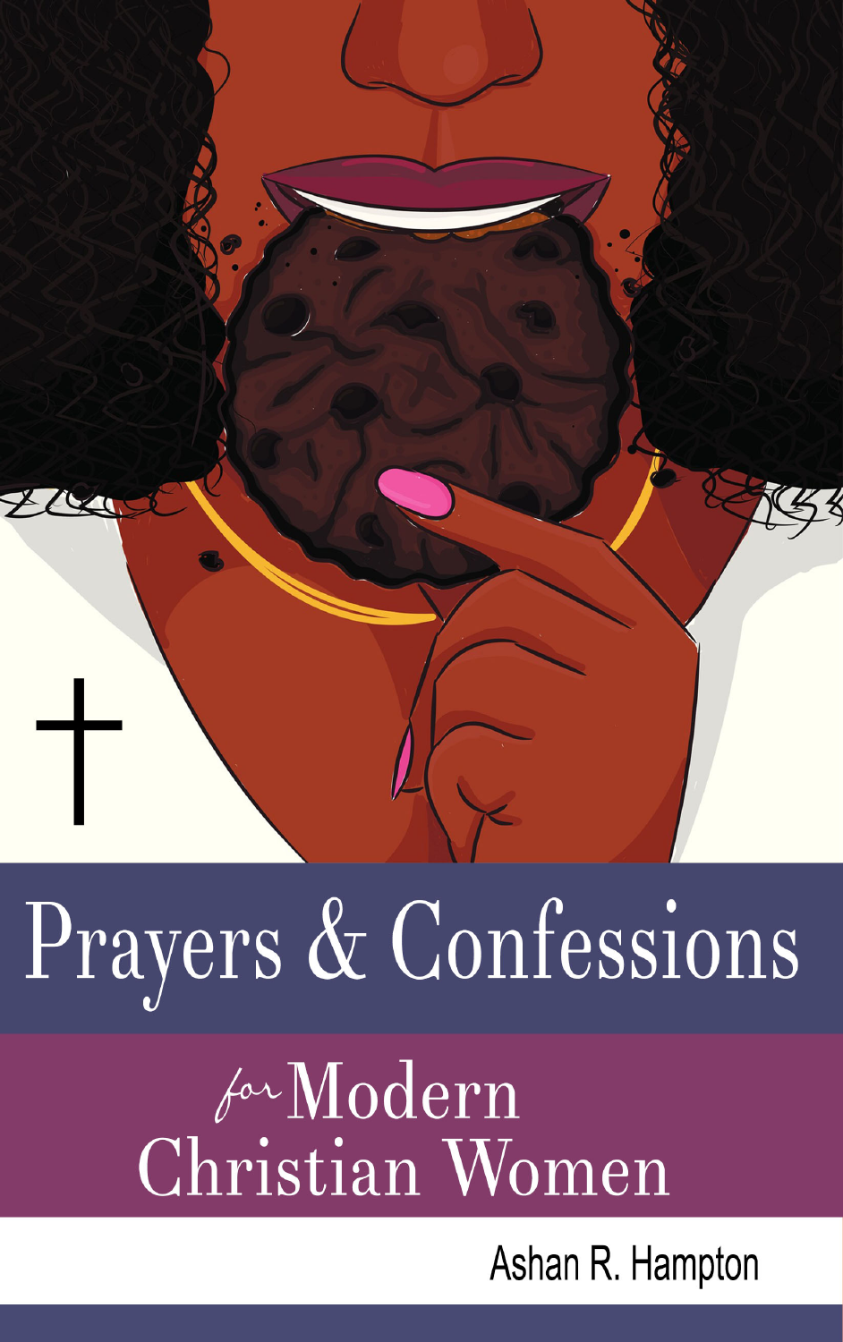# Prayers & Confessions

## *for* Modern Christian Women

Ashan R. Hampton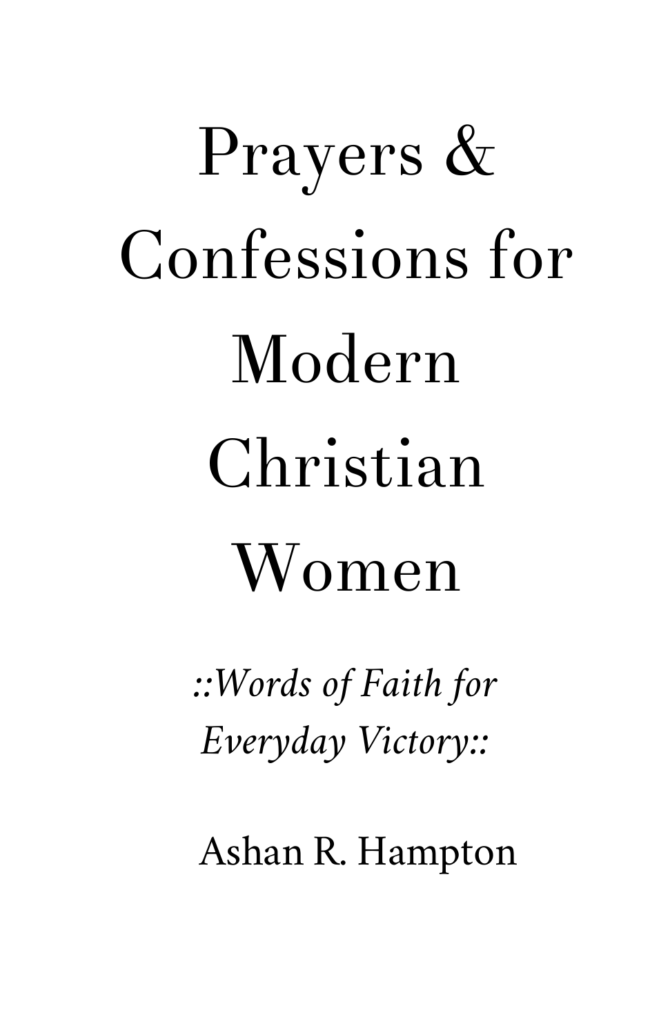# Prayers & Confessions for Modern Christian Women

*::Words of Faith for Everyday Victory::*

Ashan R. Hampton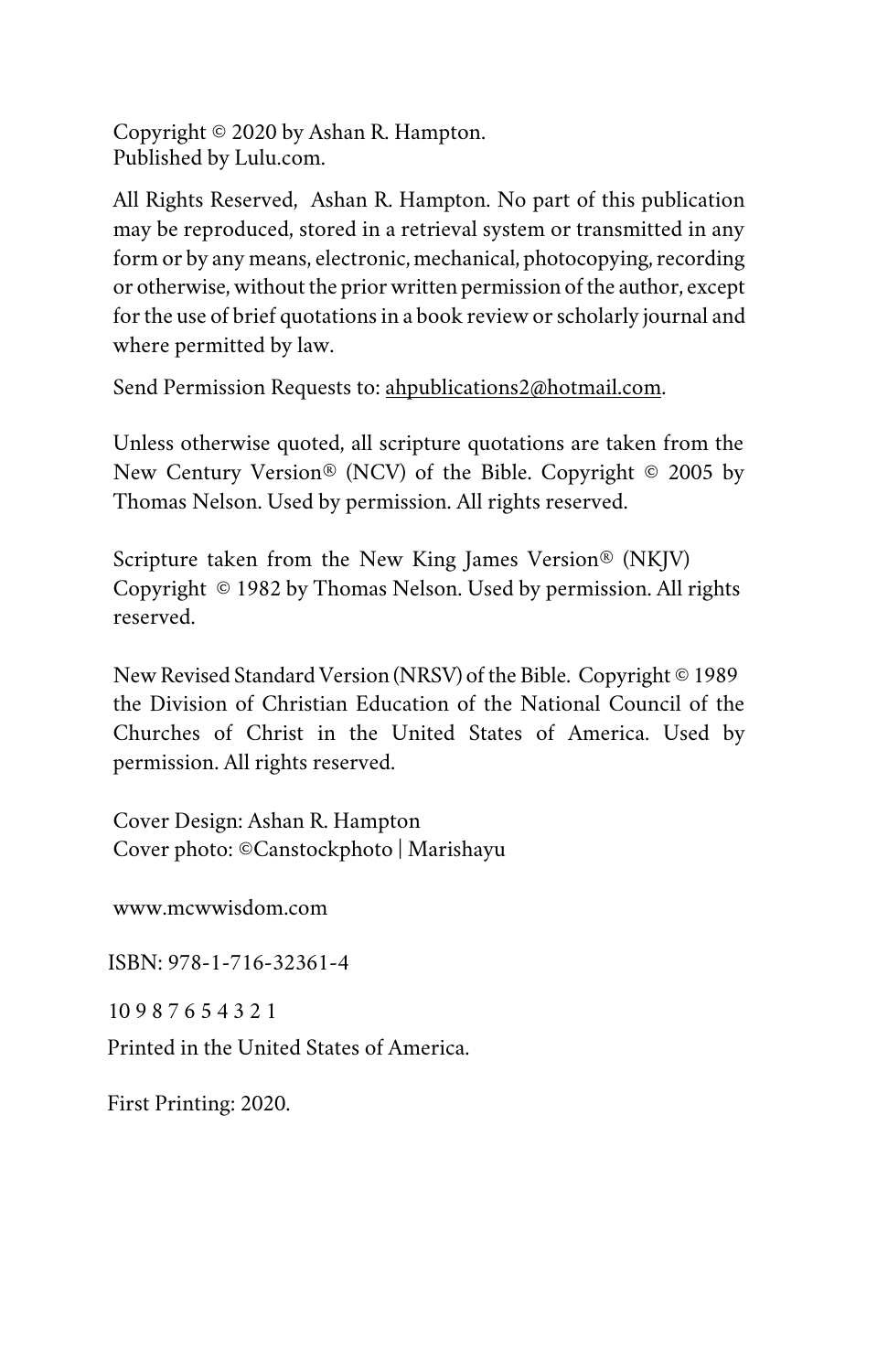Copyright © 2020 by Ashan R. Hampton.
Published by Lulu.com.

All Rights Reserved, Ashan R. Hampton. No part of this publication may be reproduced, stored in a retrieval system or transmitted in any form or by any means, electronic, mechanical, photocopying, recording or otherwise, without the prior written permission of the author, except for the use of brief quotations in a book review or scholarly journal and where permitted by law.

Send Permission Requests to: ahpublications2@hotmail.com.

Unless otherwise quoted, all scripture quotations are taken from the New Century Version® (NCV) of the Bible. Copyright © 2005 by Thomas Nelson. Used by permission. All rights reserved.

Scripture taken from the New King James Version® (NKJV) Copyright © 1982 by Thomas Nelson. Used by permission. All rights reserved.

New Revised Standard Version (NRSV) of the Bible. Copyright © 1989 the Division of Christian Education of the National Council of the Churches of Christ in the United States of America. Used by permission. All rights reserved.

Cover Design: Ashan R. Hampton
Cover photo: ©Canstockphoto | Marishayu

www.mcwwisdom.com

ISBN: 978-1-716-32361-4

10 9 8 7 6 5 4 3 2 1

Printed in the United States of America.

First Printing: 2020.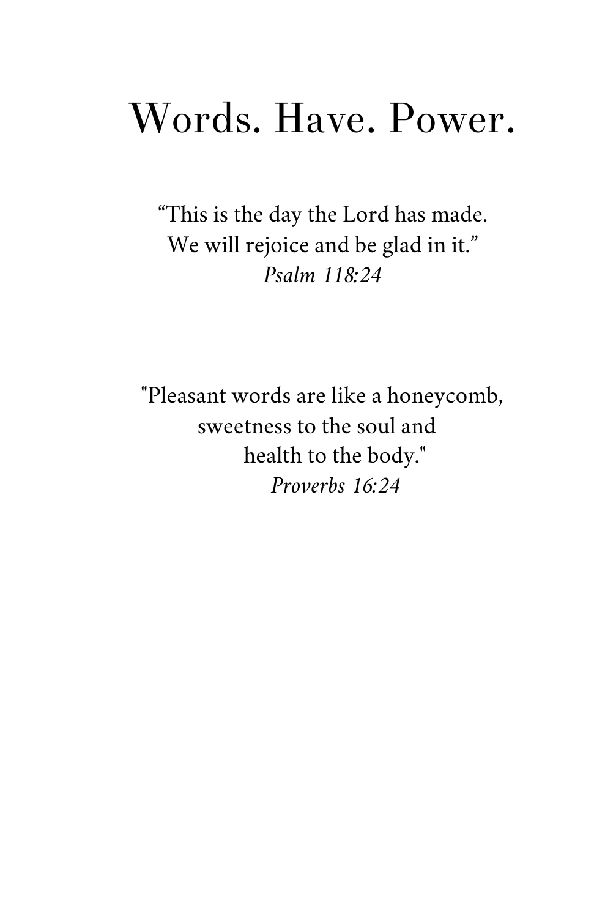# Words. Have. Power.

"This is the day the Lord has made.
We will rejoice and be glad in it."
*Psalm 118:24*

"Pleasant words are like a honeycomb,
sweetness to the soul and
health to the body."
*Proverbs 16:24*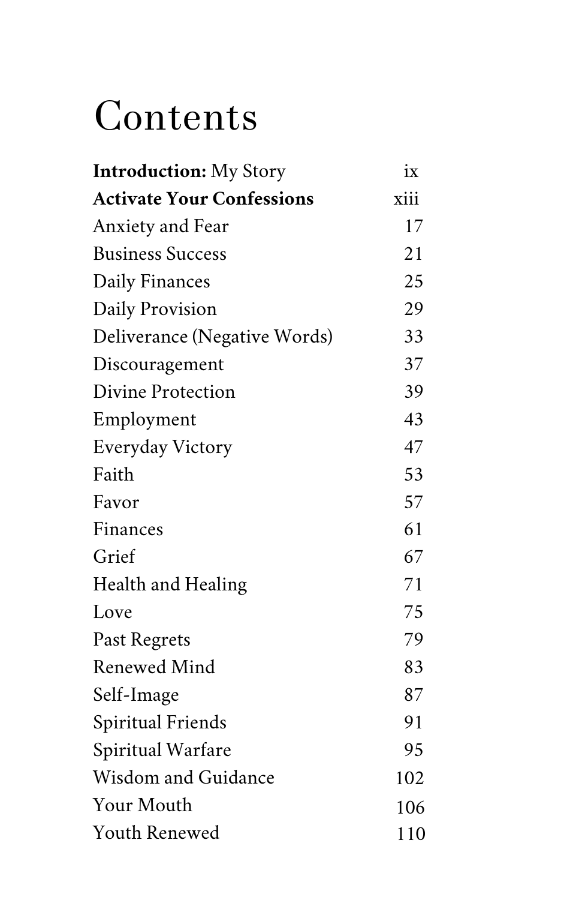# Contents

| | |
|---|---|
| **Introduction:** My Story | ix |
| **Activate Your Confessions** | xiii |
| Anxiety and Fear | 17 |
| Business Success | 21 |
| Daily Finances | 25 |
| Daily Provision | 29 |
| Deliverance (Negative Words) | 33 |
| Discouragement | 37 |
| Divine Protection | 39 |
| Employment | 43 |
| Everyday Victory | 47 |
| Faith | 53 |
| Favor | 57 |
| Finances | 61 |
| Grief | 67 |
| Health and Healing | 71 |
| Love | 75 |
| Past Regrets | 79 |
| Renewed Mind | 83 |
| Self-Image | 87 |
| Spiritual Friends | 91 |
| Spiritual Warfare | 95 |
| Wisdom and Guidance | 102 |
| Your Mouth | 106 |
| Youth Renewed | 110 |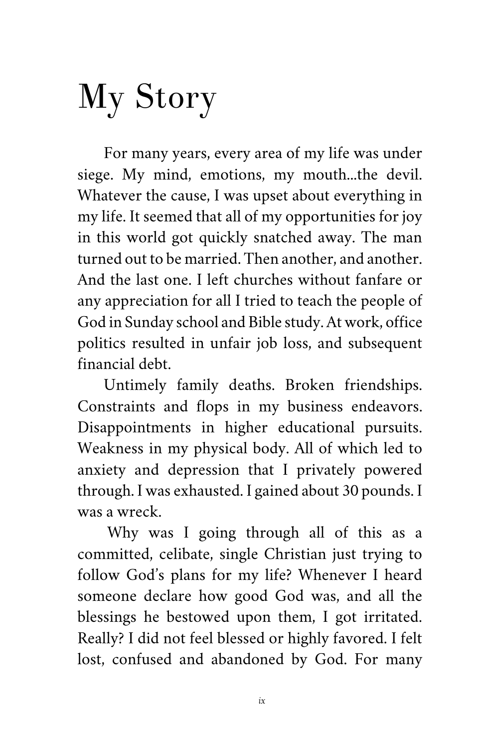# My Story

For many years, every area of my life was under siege. My mind, emotions, my mouth...the devil. Whatever the cause, I was upset about everything in my life. It seemed that all of my opportunities for joy in this world got quickly snatched away. The man turned out to be married. Then another, and another. And the last one. I left churches without fanfare or any appreciation for all I tried to teach the people of God in Sunday school and Bible study. At work, office politics resulted in unfair job loss, and subsequent financial debt.

Untimely family deaths. Broken friendships. Constraints and flops in my business endeavors. Disappointments in higher educational pursuits. Weakness in my physical body. All of which led to anxiety and depression that I privately powered through. I was exhausted. I gained about 30 pounds. I was a wreck.

Why was I going through all of this as a committed, celibate, single Christian just trying to follow God's plans for my life? Whenever I heard someone declare how good God was, and all the blessings he bestowed upon them, I got irritated. Really? I did not feel blessed or highly favored. I felt lost, confused and abandoned by God. For many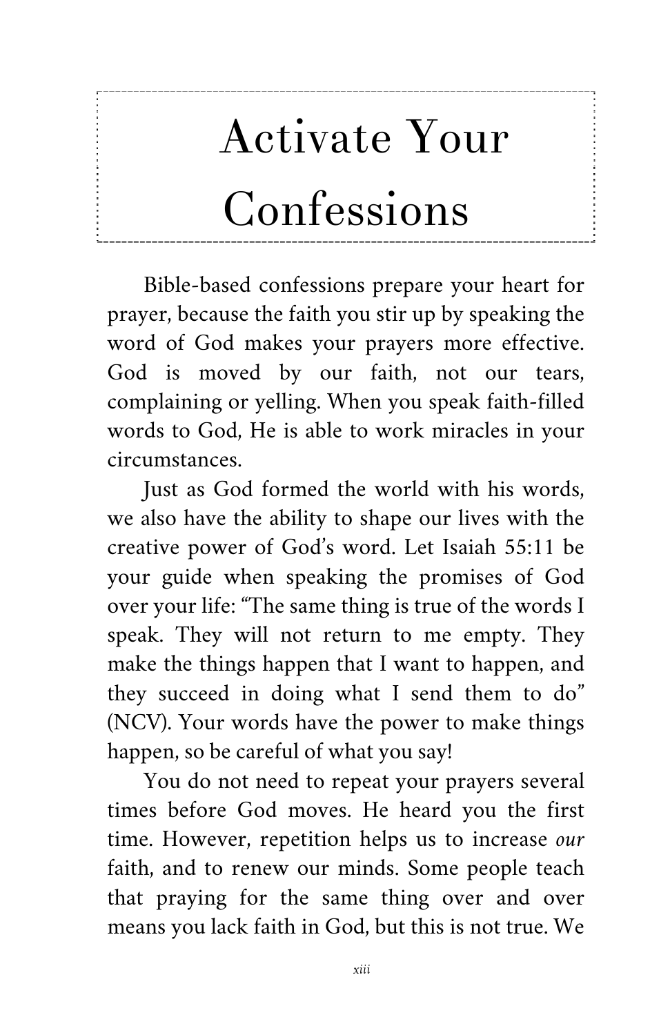# Activate Your Confessions

Bible-based confessions prepare your heart for prayer, because the faith you stir up by speaking the word of God makes your prayers more effective. God is moved by our faith, not our tears, complaining or yelling. When you speak faith-filled words to God, He is able to work miracles in your circumstances.

Just as God formed the world with his words, we also have the ability to shape our lives with the creative power of God's word. Let Isaiah 55:11 be your guide when speaking the promises of God over your life: "The same thing is true of the words I speak. They will not return to me empty. They make the things happen that I want to happen, and they succeed in doing what I send them to do" (NCV). Your words have the power to make things happen, so be careful of what you say!

You do not need to repeat your prayers several times before God moves. He heard you the first time. However, repetition helps us to increase *our* faith, and to renew our minds. Some people teach that praying for the same thing over and over means you lack faith in God, but this is not true. We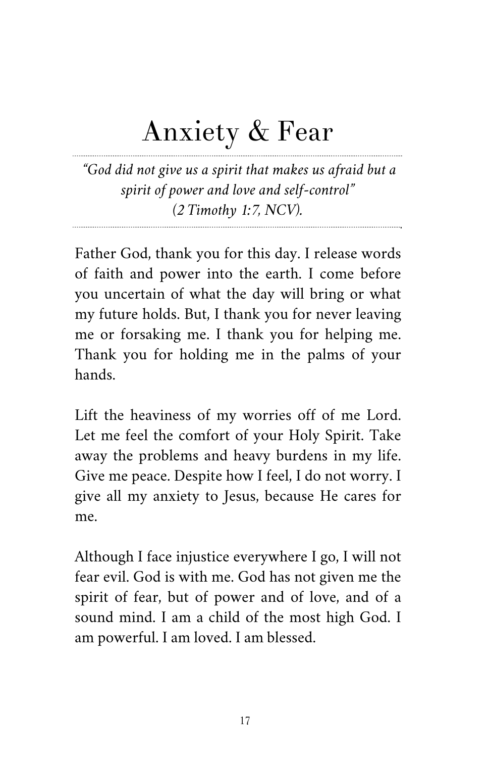# Anxiety & Fear

*"God did not give us a spirit that makes us afraid but a spirit of power and love and self-control" (2 Timothy 1:7, NCV).*

Father God, thank you for this day. I release words of faith and power into the earth. I come before you uncertain of what the day will bring or what my future holds. But, I thank you for never leaving me or forsaking me. I thank you for helping me. Thank you for holding me in the palms of your hands.

Lift the heaviness of my worries off of me Lord. Let me feel the comfort of your Holy Spirit. Take away the problems and heavy burdens in my life. Give me peace. Despite how I feel, I do not worry. I give all my anxiety to Jesus, because He cares for me.

Although I face injustice everywhere I go, I will not fear evil. God is with me. God has not given me the spirit of fear, but of power and of love, and of a sound mind. I am a child of the most high God. I am powerful. I am loved. I am blessed.